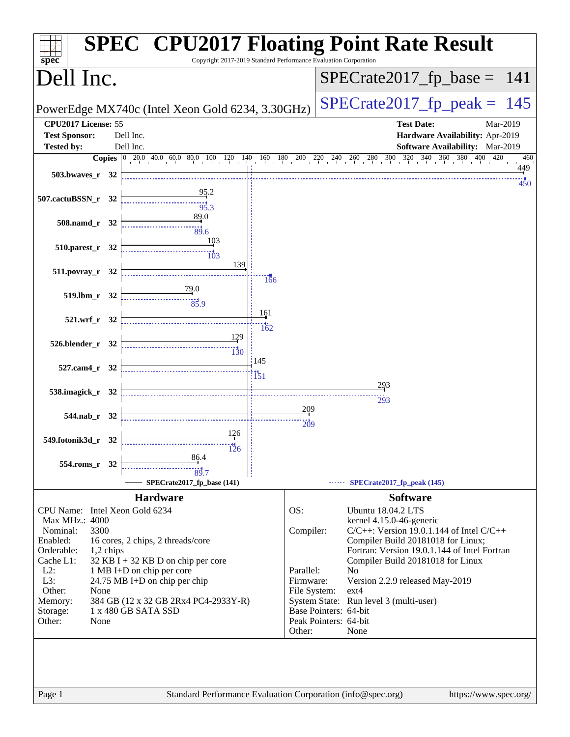# SPEC CPU2017 Floating Point Rate Result

Copyright 2017-2019 Standard Performance Evaluation Corporation

## Dell Inc.

PowerEdge MX740c (Intel Xeon Gold 6234, 3.30GHz)

SPECrate2017_fp_base = 141

SPECrate2017_fp_peak = 145

**CPU2017 License:** 55
**Test Sponsor:** Dell Inc.
**Tested by:** Dell Inc.

**Test Date:** Mar-2019
**Hardware Availability:** Apr-2019
**Software Availability:** Mar-2019

| Benchmark | Copies | Base | Peak |
|---|---|---|---|
| 503.bwaves_r | 32 | 449 | 450 |
| 507.cactuBSSN_r | 32 | 95.2 | 95.3 |
| 508.namd_r | 32 | 89.0 | 89.6 |
| 510.parest_r | 32 | 103 | 103 |
| 511.povray_r | 32 | 139 | 166 |
| 519.lbm_r | 32 | 79.0 | 85.9 |
| 521.wrf_r | 32 | 161 | 162 |
| 526.blender_r | 32 | 129 | 130 |
| 527.cam4_r | 32 | 145 | 151 |
| 538.imagick_r | 32 | 293 | 293 |
| 544.nab_r | 32 | 209 | 209 |
| 549.fotonik3d_r | 32 | 126 | 126 |
| 554.roms_r | 32 | 86.4 | 89.7 |

SPECrate2017_fp_base (141) — SPECrate2017_fp_peak (145)

## Hardware

| | |
|---|---|
| CPU Name: | Intel Xeon Gold 6234 |
| Max MHz.: | 4000 |
| Nominal: | 3300 |
| Enabled: | 16 cores, 2 chips, 2 threads/core |
| Orderable: | 1,2 chips |
| Cache L1: | 32 KB I + 32 KB D on chip per core |
| L2: | 1 MB I+D on chip per core |
| L3: | 24.75 MB I+D on chip per chip |
| Other: | None |
| Memory: | 384 GB (12 x 32 GB 2Rx4 PC4-2933Y-R) |
| Storage: | 1 x 480 GB SATA SSD |
| Other: | None |

## Software

| | |
|---|---|
| OS: | Ubuntu 18.04.2 LTS<br>kernel 4.15.0-46-generic |
| Compiler: | C/C++: Version 19.0.1.144 of Intel C/C++ Compiler Build 20181018 for Linux;<br>Fortran: Version 19.0.1.144 of Intel Fortran Compiler Build 20181018 for Linux |
| Parallel: | No |
| Firmware: | Version 2.2.9 released May-2019 |
| File System: | ext4 |
| System State: | Run level 3 (multi-user) |
| Base Pointers: | 64-bit |
| Peak Pointers: | 64-bit |
| Other: | None |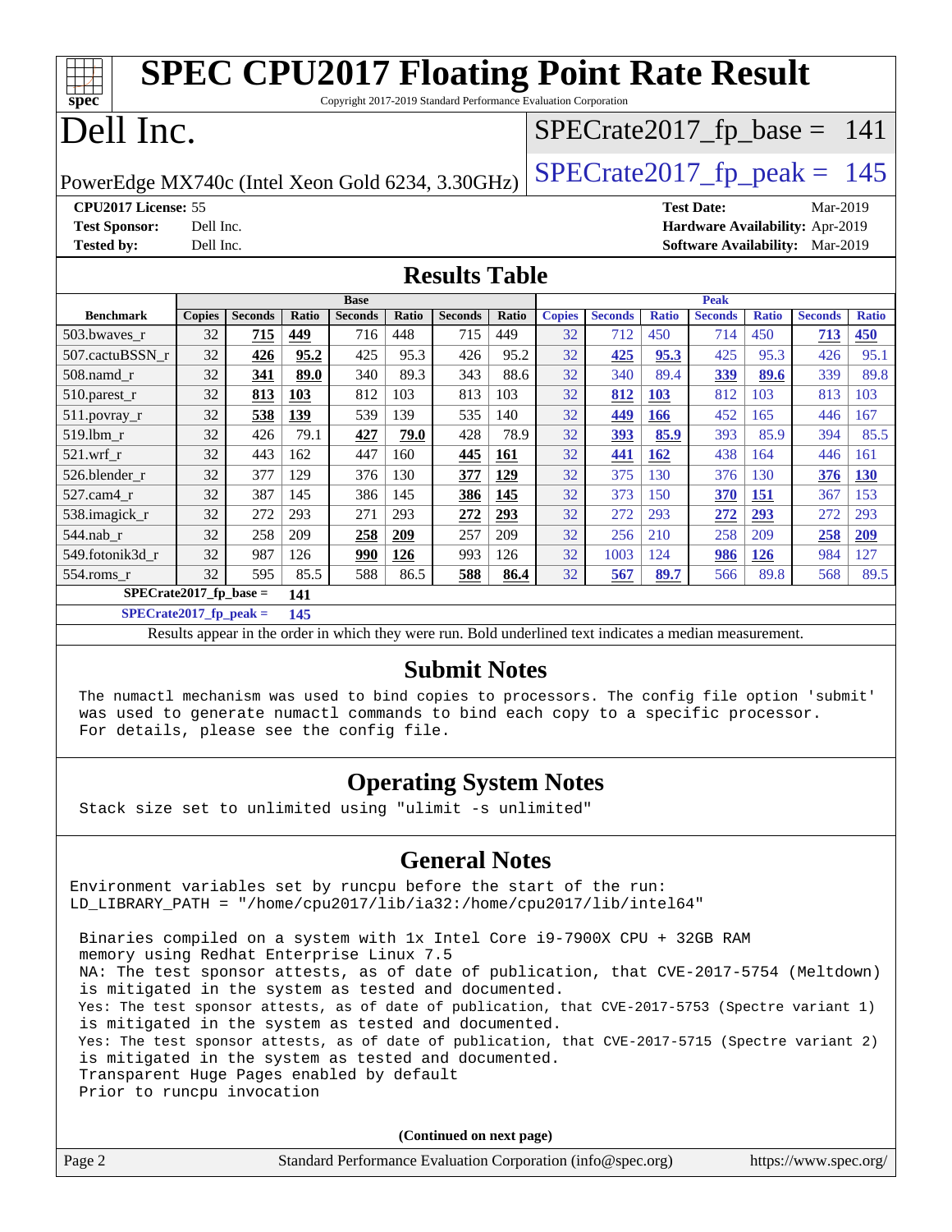# SPEC CPU2017 Floating Point Rate Result

Copyright 2017-2019 Standard Performance Evaluation Corporation

# Dell Inc.

PowerEdge MX740c (Intel Xeon Gold 6234, 3.30GHz)

SPECrate2017_fp_base = 141

SPECrate2017_fp_peak = 145

**CPU2017 License:** 55
**Test Sponsor:** Dell Inc.
**Tested by:** Dell Inc.
**Test Date:** Mar-2019
**Hardware Availability:** Apr-2019
**Software Availability:** Mar-2019

## Results Table

| | Base | | | | | | | Peak | | | | | | |
|---|---|---|---|---|---|---|---|---|---|---|---|---|---|---|
| **Benchmark** | **Copies** | **Seconds** | **Ratio** | **Seconds** | **Ratio** | **Seconds** | **Ratio** | **Copies** | **Seconds** | **Ratio** | **Seconds** | **Ratio** | **Seconds** | **Ratio** |
| 503.bwaves_r | 32 | **715** | **449** | 716 | 448 | 715 | 449 | 32 | 712 | 450 | 714 | 450 | **713** | **450** |
| 507.cactuBSSN_r | 32 | **426** | **95.2** | 425 | 95.3 | 426 | 95.2 | 32 | **425** | **95.3** | 425 | 95.3 | 426 | 95.1 |
| 508.namd_r | 32 | **341** | **89.0** | 340 | 89.3 | 343 | 88.6 | 32 | 340 | 89.4 | **339** | **89.6** | 339 | 89.8 |
| 510.parest_r | 32 | **813** | **103** | 812 | 103 | 813 | 103 | 32 | **812** | **103** | 812 | 103 | 813 | 103 |
| 511.povray_r | 32 | **538** | **139** | 539 | 139 | 535 | 140 | 32 | **449** | **166** | 452 | 165 | 446 | 167 |
| 519.lbm_r | 32 | 426 | 79.1 | **427** | **79.0** | 428 | 78.9 | 32 | **393** | **85.9** | 393 | 85.9 | 394 | 85.5 |
| 521.wrf_r | 32 | 443 | 162 | 447 | 160 | **445** | **161** | 32 | **441** | **162** | 438 | 164 | 446 | 161 |
| 526.blender_r | 32 | 377 | 129 | 376 | 130 | **377** | **129** | 32 | 375 | 130 | 376 | 130 | **376** | **130** |
| 527.cam4_r | 32 | 387 | 145 | 386 | 145 | **386** | **145** | 32 | 373 | 150 | **370** | **151** | 367 | 153 |
| 538.imagick_r | 32 | 272 | 293 | 271 | 293 | **272** | **293** | 32 | 272 | 293 | **272** | **293** | 272 | 293 |
| 544.nab_r | 32 | 258 | 209 | **258** | **209** | 257 | 209 | 32 | 256 | 210 | 258 | 209 | **258** | **209** |
| 549.fotonik3d_r | 32 | 987 | 126 | **990** | **126** | 993 | 126 | 32 | 1003 | 124 | **986** | **126** | 984 | 127 |
| 554.roms_r | 32 | 595 | 85.5 | 588 | 86.5 | **588** | **86.4** | 32 | **567** | **89.7** | 566 | 89.8 | 568 | 89.5 |

**SPECrate2017_fp_base = 141**

**SPECrate2017_fp_peak = 145**

Results appear in the order in which they were run. Bold underlined text indicates a median measurement.

## Submit Notes

```
The numactl mechanism was used to bind copies to processors. The config file option 'submit'
was used to generate numactl commands to bind each copy to a specific processor.
For details, please see the config file.
```

## Operating System Notes

```
Stack size set to unlimited using "ulimit -s unlimited"
```

## General Notes

```
Environment variables set by runcpu before the start of the run:
LD_LIBRARY_PATH = "/home/cpu2017/lib/ia32:/home/cpu2017/lib/intel64"

 Binaries compiled on a system with 1x Intel Core i9-7900X CPU + 32GB RAM
 memory using Redhat Enterprise Linux 7.5
 NA: The test sponsor attests, as of date of publication, that CVE-2017-5754 (Meltdown)
 is mitigated in the system as tested and documented.
 Yes: The test sponsor attests, as of date of publication, that CVE-2017-5753 (Spectre variant 1)
 is mitigated in the system as tested and documented.
 Yes: The test sponsor attests, as of date of publication, that CVE-2017-5715 (Spectre variant 2)
 is mitigated in the system as tested and documented.
 Transparent Huge Pages enabled by default
 Prior to runcpu invocation
```

**(Continued on next page)**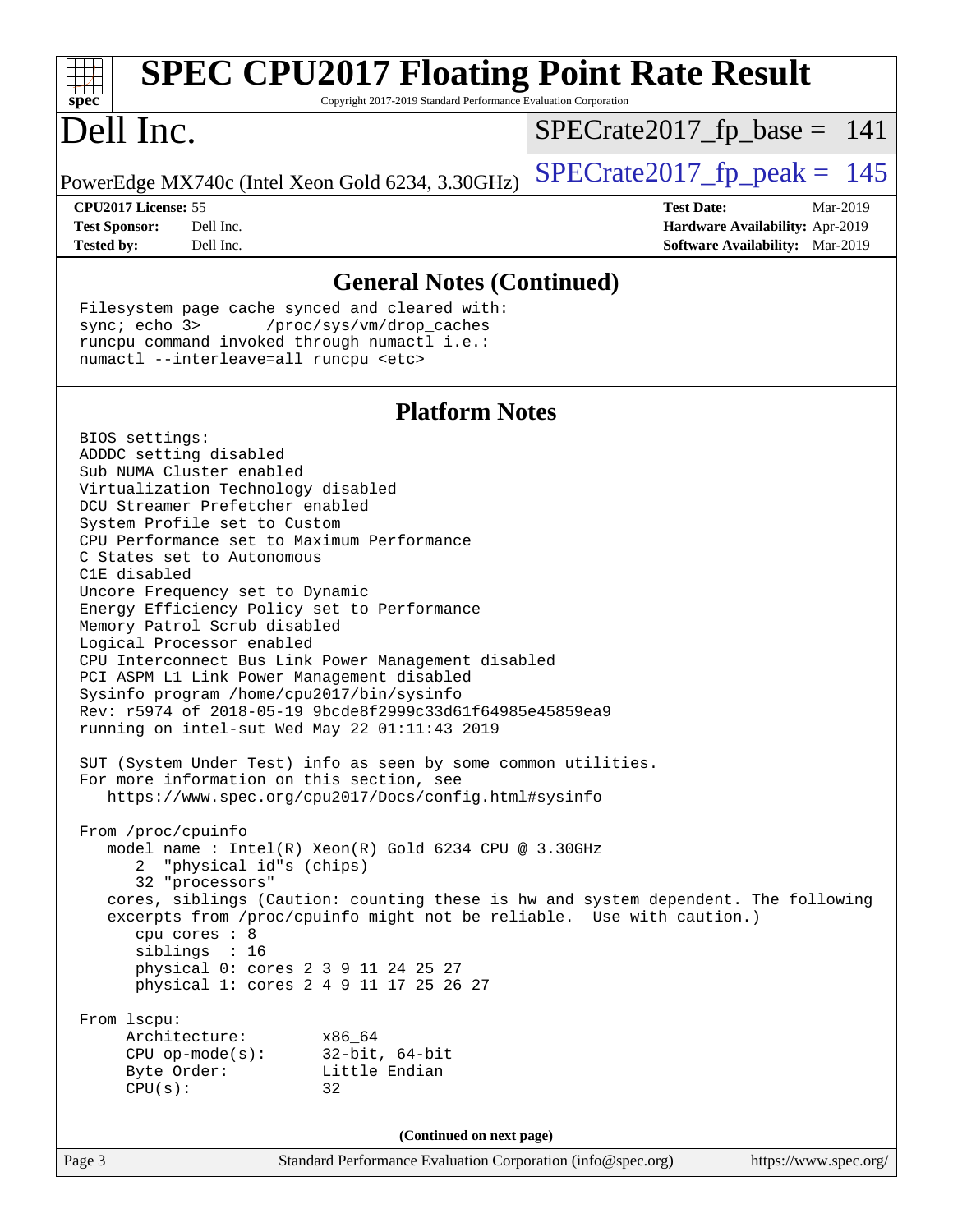## General Notes (Continued)

```
Filesystem page cache synced and cleared with:
sync; echo 3>       /proc/sys/vm/drop_caches
runcpu command invoked through numactl i.e.:
numactl --interleave=all runcpu <etc>
```

## Platform Notes

```
BIOS settings:
ADDDC setting disabled
Sub NUMA Cluster enabled
Virtualization Technology disabled
DCU Streamer Prefetcher enabled
System Profile set to Custom
CPU Performance set to Maximum Performance
C States set to Autonomous
C1E disabled
Uncore Frequency set to Dynamic
Energy Efficiency Policy set to Performance
Memory Patrol Scrub disabled
Logical Processor enabled
CPU Interconnect Bus Link Power Management disabled
PCI ASPM L1 Link Power Management disabled
Sysinfo program /home/cpu2017/bin/sysinfo
Rev: r5974 of 2018-05-19 9bcde8f2999c33d61f64985e45859ea9
running on intel-sut Wed May 22 01:11:43 2019

SUT (System Under Test) info as seen by some common utilities.
For more information on this section, see
   https://www.spec.org/cpu2017/Docs/config.html#sysinfo

From /proc/cpuinfo
   model name : Intel(R) Xeon(R) Gold 6234 CPU @ 3.30GHz
      2  "physical id"s (chips)
      32 "processors"
   cores, siblings (Caution: counting these is hw and system dependent. The following
   excerpts from /proc/cpuinfo might not be reliable.  Use with caution.)
      cpu cores : 8
      siblings  : 16
      physical 0: cores 2 3 9 11 24 25 27
      physical 1: cores 2 4 9 11 17 25 26 27

From lscpu:
     Architecture:        x86_64
     CPU op-mode(s):      32-bit, 64-bit
     Byte Order:          Little Endian
     CPU(s):              32
```

(Continued on next page)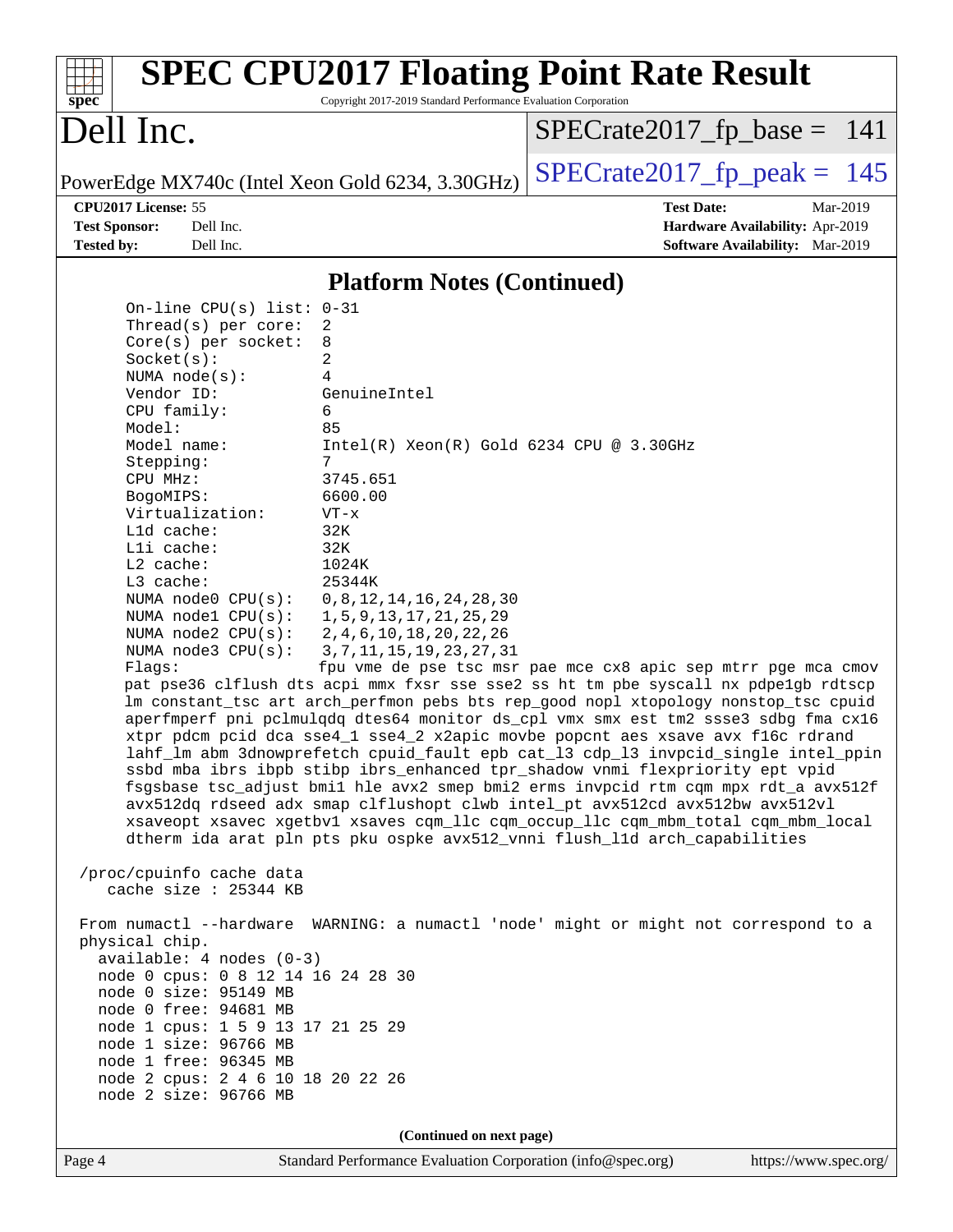# SPEC CPU2017 Floating Point Rate Result

Copyright 2017-2019 Standard Performance Evaluation Corporation

## Dell Inc.

PowerEdge MX740c (Intel Xeon Gold 6234, 3.30GHz)

SPECrate2017_fp_base = 141

SPECrate2017_fp_peak = 145

**CPU2017 License:** 55
**Test Sponsor:** Dell Inc.
**Tested by:** Dell Inc.

**Test Date:** Mar-2019
**Hardware Availability:** Apr-2019
**Software Availability:** Mar-2019

### Platform Notes (Continued)

```
      On-line CPU(s) list: 0-31
      Thread(s) per core:  2
      Core(s) per socket:  8
      Socket(s):           2
      NUMA node(s):        4
      Vendor ID:           GenuineIntel
      CPU family:          6
      Model:               85
      Model name:          Intel(R) Xeon(R) Gold 6234 CPU @ 3.30GHz
      Stepping:            7
      CPU MHz:             3745.651
      BogoMIPS:            6600.00
      Virtualization:      VT-x
      L1d cache:           32K
      L1i cache:           32K
      L2 cache:            1024K
      L3 cache:            25344K
      NUMA node0 CPU(s):   0,8,12,14,16,24,28,30
      NUMA node1 CPU(s):   1,5,9,13,17,21,25,29
      NUMA node2 CPU(s):   2,4,6,10,18,20,22,26
      NUMA node3 CPU(s):   3,7,11,15,19,23,27,31
      Flags:               fpu vme de pse tsc msr pae mce cx8 apic sep mtrr pge mca cmov
      pat pse36 clflush dts acpi mmx fxsr sse sse2 ss ht tm pbe syscall nx pdpe1gb rdtscp
      lm constant_tsc art arch_perfmon pebs bts rep_good nopl xtopology nonstop_tsc cpuid
      aperfmperf pni pclmulqdq dtes64 monitor ds_cpl vmx smx est tm2 ssse3 sdbg fma cx16
      xtpr pdcm pcid dca sse4_1 sse4_2 x2apic movbe popcnt aes xsave avx f16c rdrand
      lahf_lm abm 3dnowprefetch cpuid_fault epb cat_l3 cdp_l3 invpcid_single intel_ppin
      ssbd mba ibrs ibpb stibp ibrs_enhanced tpr_shadow vnmi flexpriority ept vpid
      fsgsbase tsc_adjust bmi1 hle avx2 smep bmi2 erms invpcid rtm cqm mpx rdt_a avx512f
      avx512dq rdseed adx smap clflushopt clwb intel_pt avx512cd avx512bw avx512vl
      xsaveopt xsavec xgetbv1 xsaves cqm_llc cqm_occup_llc cqm_mbm_total cqm_mbm_local
      dtherm ida arat pln pts pku ospke avx512_vnni flush_l1d arch_capabilities

 /proc/cpuinfo cache data
    cache size : 25344 KB

 From numactl --hardware  WARNING: a numactl 'node' might or might not correspond to a
 physical chip.
   available: 4 nodes (0-3)
   node 0 cpus: 0 8 12 14 16 24 28 30
   node 0 size: 95149 MB
   node 0 free: 94681 MB
   node 1 cpus: 1 5 9 13 17 21 25 29
   node 1 size: 96766 MB
   node 1 free: 96345 MB
   node 2 cpus: 2 4 6 10 18 20 22 26
   node 2 size: 96766 MB
```

**(Continued on next page)**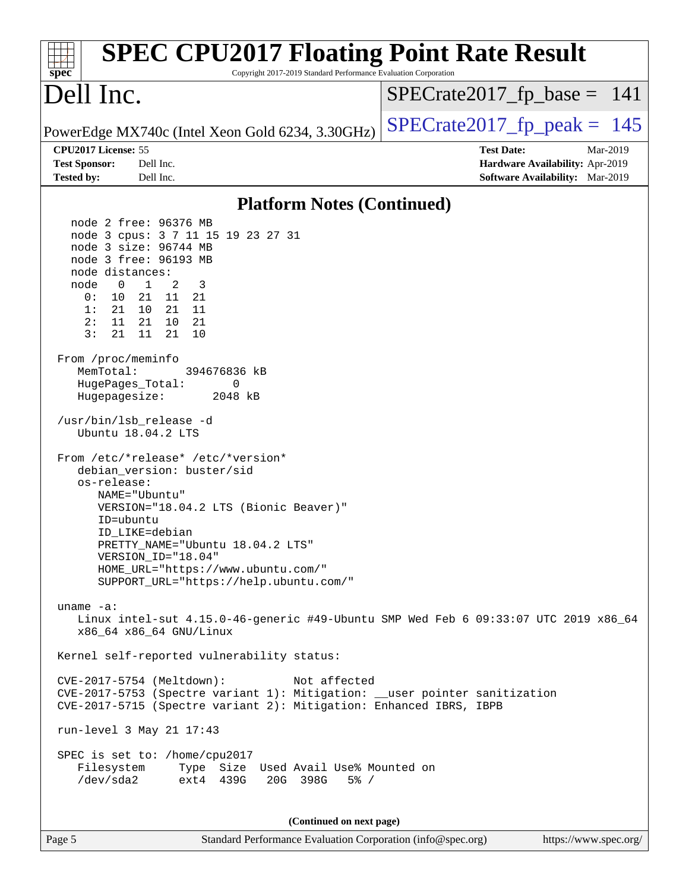# SPEC CPU2017 Floating Point Rate Result

Copyright 2017-2019 Standard Performance Evaluation Corporation

## Dell Inc.

PowerEdge MX740c (Intel Xeon Gold 6234, 3.30GHz)

SPECrate2017_fp_base = 141

SPECrate2017_fp_peak = 145

**CPU2017 License:** 55
**Test Sponsor:** Dell Inc.
**Tested by:** Dell Inc.

**Test Date:** Mar-2019
**Hardware Availability:** Apr-2019
**Software Availability:** Mar-2019

### Platform Notes (Continued)

```
    node 2 free: 96376 MB
    node 3 cpus: 3 7 11 15 19 23 27 31
    node 3 size: 96744 MB
    node 3 free: 96193 MB
    node distances:
    node   0   1   2   3
      0:  10  21  11  21
      1:  21  10  21  11
      2:  11  21  10  21
      3:  21  11  21  10

  From /proc/meminfo
     MemTotal:       394676836 kB
     HugePages_Total:       0
     Hugepagesize:       2048 kB

  /usr/bin/lsb_release -d
     Ubuntu 18.04.2 LTS

  From /etc/*release* /etc/*version*
     debian_version: buster/sid
     os-release:
        NAME="Ubuntu"
        VERSION="18.04.2 LTS (Bionic Beaver)"
        ID=ubuntu
        ID_LIKE=debian
        PRETTY_NAME="Ubuntu 18.04.2 LTS"
        VERSION_ID="18.04"
        HOME_URL="https://www.ubuntu.com/"
        SUPPORT_URL="https://help.ubuntu.com/"

  uname -a:
     Linux intel-sut 4.15.0-46-generic #49-Ubuntu SMP Wed Feb 6 09:33:07 UTC 2019 x86_64
     x86_64 x86_64 GNU/Linux

  Kernel self-reported vulnerability status:

  CVE-2017-5754 (Meltdown):          Not affected
  CVE-2017-5753 (Spectre variant 1): Mitigation: __user pointer sanitization
  CVE-2017-5715 (Spectre variant 2): Mitigation: Enhanced IBRS, IBPB

  run-level 3 May 21 17:43

  SPEC is set to: /home/cpu2017
     Filesystem     Type  Size  Used Avail Use% Mounted on
     /dev/sda2      ext4  439G   20G  398G   5% /
```

(Continued on next page)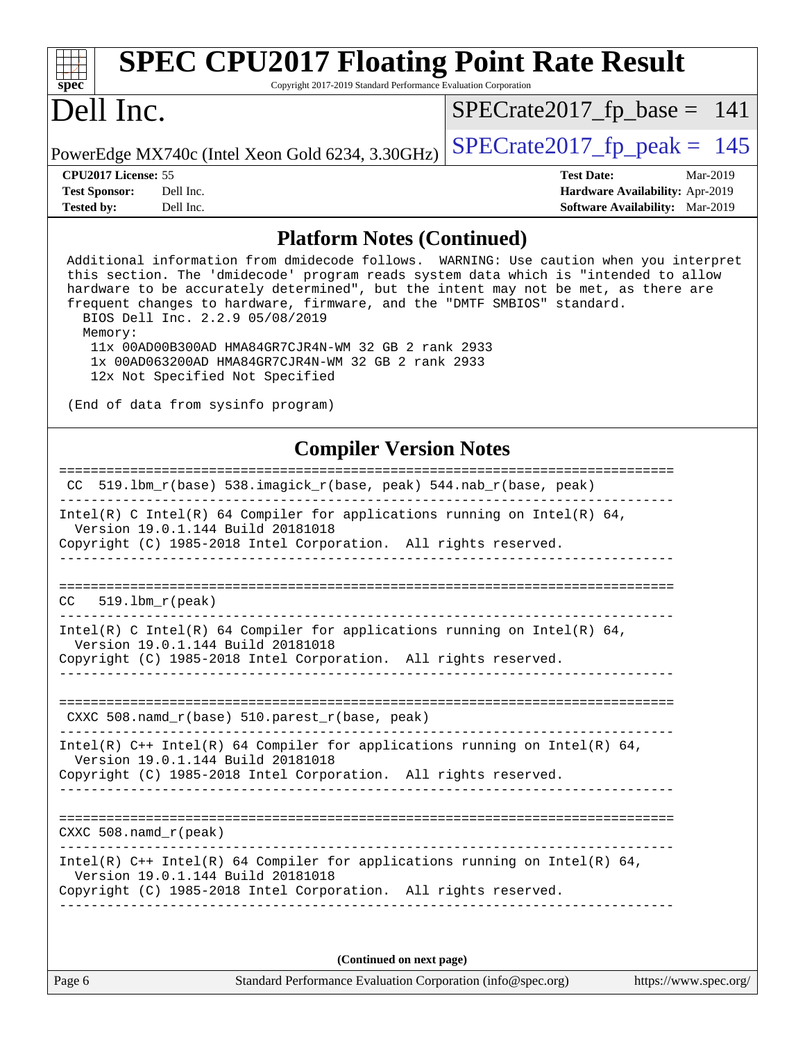## Platform Notes (Continued)

```
Additional information from dmidecode follows.  WARNING: Use caution when you interpret
this section. The 'dmidecode' program reads system data which is "intended to allow
hardware to be accurately determined", but the intent may not be met, as there are
frequent changes to hardware, firmware, and the "DMTF SMBIOS" standard.
  BIOS Dell Inc. 2.2.9 05/08/2019
  Memory:
   11x 00AD00B300AD HMA84GR7CJR4N-WM 32 GB 2 rank 2933
   1x 00AD063200AD HMA84GR7CJR4N-WM 32 GB 2 rank 2933
   12x Not Specified Not Specified

(End of data from sysinfo program)
```

## Compiler Version Notes

```
==============================================================================
 CC  519.lbm_r(base) 538.imagick_r(base, peak) 544.nab_r(base, peak)
------------------------------------------------------------------------------
Intel(R) C Intel(R) 64 Compiler for applications running on Intel(R) 64,
  Version 19.0.1.144 Build 20181018
Copyright (C) 1985-2018 Intel Corporation.  All rights reserved.
------------------------------------------------------------------------------

==============================================================================
CC   519.lbm_r(peak)
------------------------------------------------------------------------------
Intel(R) C Intel(R) 64 Compiler for applications running on Intel(R) 64,
  Version 19.0.1.144 Build 20181018
Copyright (C) 1985-2018 Intel Corporation.  All rights reserved.
------------------------------------------------------------------------------

==============================================================================
 CXXC 508.namd_r(base) 510.parest_r(base, peak)
------------------------------------------------------------------------------
Intel(R) C++ Intel(R) 64 Compiler for applications running on Intel(R) 64,
  Version 19.0.1.144 Build 20181018
Copyright (C) 1985-2018 Intel Corporation.  All rights reserved.
------------------------------------------------------------------------------

==============================================================================
CXXC 508.namd_r(peak)
------------------------------------------------------------------------------
Intel(R) C++ Intel(R) 64 Compiler for applications running on Intel(R) 64,
  Version 19.0.1.144 Build 20181018
Copyright (C) 1985-2018 Intel Corporation.  All rights reserved.
------------------------------------------------------------------------------
```

**(Continued on next page)**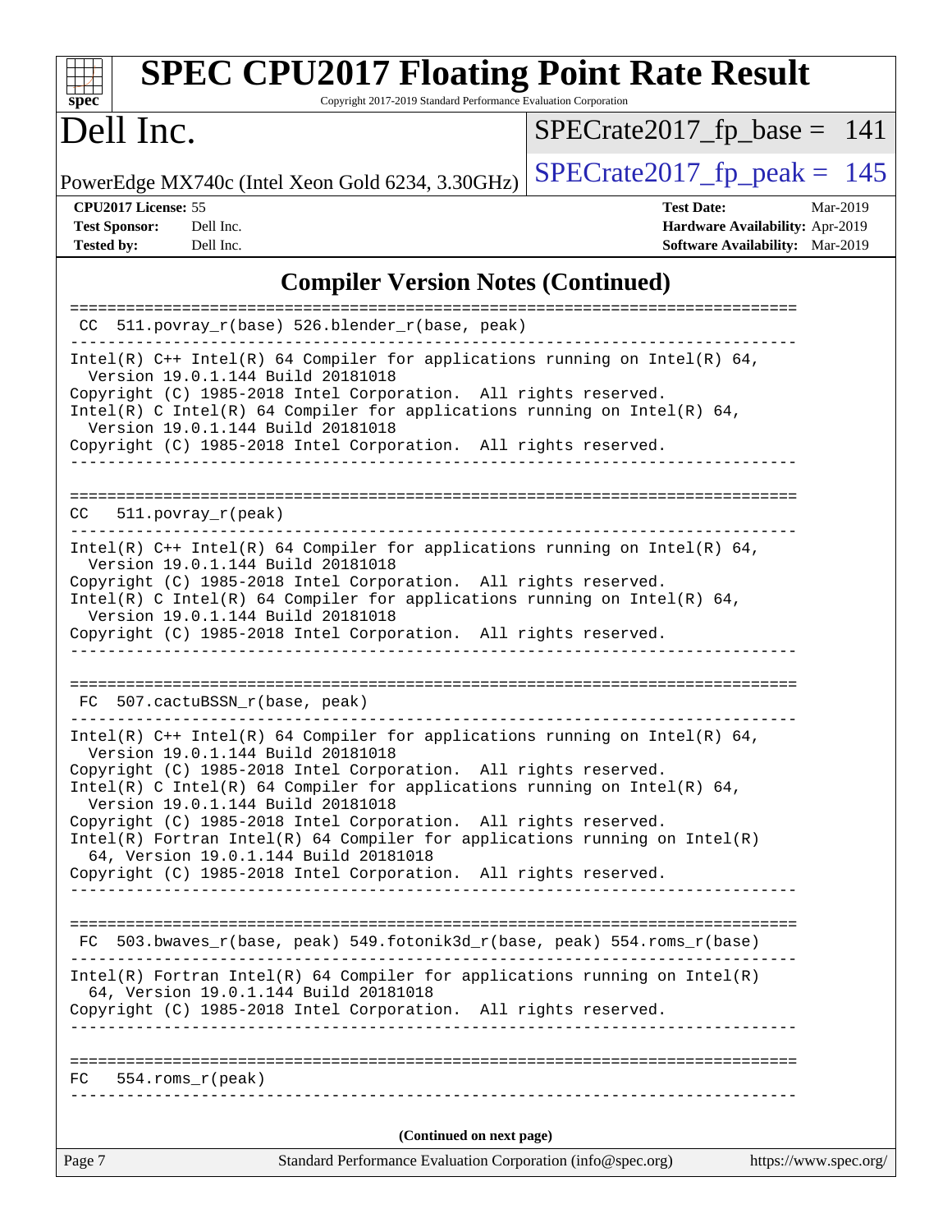## Compiler Version Notes (Continued)

```
==============================================================================
 CC  511.povray_r(base) 526.blender_r(base, peak)
------------------------------------------------------------------------------
Intel(R) C++ Intel(R) 64 Compiler for applications running on Intel(R) 64,
  Version 19.0.1.144 Build 20181018
Copyright (C) 1985-2018 Intel Corporation.  All rights reserved.
Intel(R) C Intel(R) 64 Compiler for applications running on Intel(R) 64,
  Version 19.0.1.144 Build 20181018
Copyright (C) 1985-2018 Intel Corporation.  All rights reserved.
------------------------------------------------------------------------------

==============================================================================
 CC  511.povray_r(peak)
------------------------------------------------------------------------------
Intel(R) C++ Intel(R) 64 Compiler for applications running on Intel(R) 64,
  Version 19.0.1.144 Build 20181018
Copyright (C) 1985-2018 Intel Corporation.  All rights reserved.
Intel(R) C Intel(R) 64 Compiler for applications running on Intel(R) 64,
  Version 19.0.1.144 Build 20181018
Copyright (C) 1985-2018 Intel Corporation.  All rights reserved.
------------------------------------------------------------------------------

==============================================================================
 FC  507.cactuBSSN_r(base, peak)
------------------------------------------------------------------------------
Intel(R) C++ Intel(R) 64 Compiler for applications running on Intel(R) 64,
  Version 19.0.1.144 Build 20181018
Copyright (C) 1985-2018 Intel Corporation.  All rights reserved.
Intel(R) C Intel(R) 64 Compiler for applications running on Intel(R) 64,
  Version 19.0.1.144 Build 20181018
Copyright (C) 1985-2018 Intel Corporation.  All rights reserved.
Intel(R) Fortran Intel(R) 64 Compiler for applications running on Intel(R)
  64, Version 19.0.1.144 Build 20181018
Copyright (C) 1985-2018 Intel Corporation.  All rights reserved.
------------------------------------------------------------------------------

==============================================================================
 FC  503.bwaves_r(base, peak) 549.fotonik3d_r(base, peak) 554.roms_r(base)
------------------------------------------------------------------------------
Intel(R) Fortran Intel(R) 64 Compiler for applications running on Intel(R)
  64, Version 19.0.1.144 Build 20181018
Copyright (C) 1985-2018 Intel Corporation.  All rights reserved.
------------------------------------------------------------------------------

==============================================================================
 FC  554.roms_r(peak)
------------------------------------------------------------------------------
```

(Continued on next page)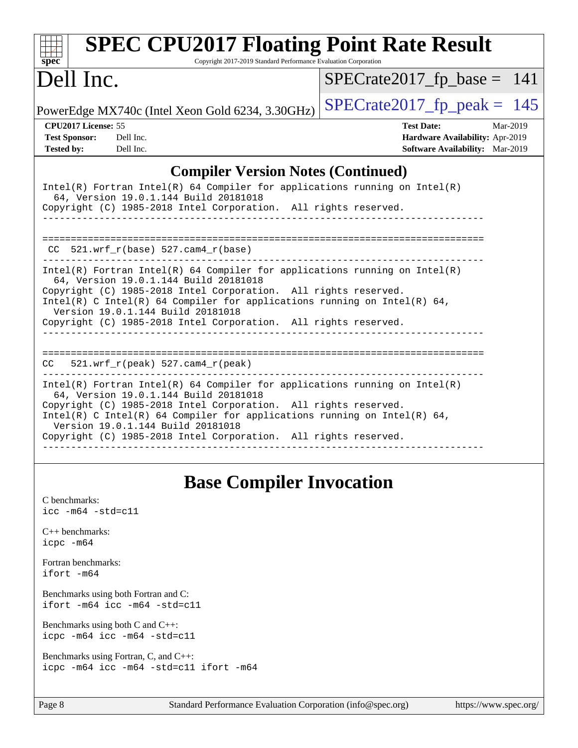## Compiler Version Notes (Continued)

```
Intel(R) Fortran Intel(R) 64 Compiler for applications running on Intel(R)
  64, Version 19.0.1.144 Build 20181018
Copyright (C) 1985-2018 Intel Corporation.  All rights reserved.
------------------------------------------------------------------------------

==============================================================================
 CC  521.wrf_r(base) 527.cam4_r(base)
------------------------------------------------------------------------------
Intel(R) Fortran Intel(R) 64 Compiler for applications running on Intel(R)
  64, Version 19.0.1.144 Build 20181018
Copyright (C) 1985-2018 Intel Corporation.  All rights reserved.
Intel(R) C Intel(R) 64 Compiler for applications running on Intel(R) 64,
  Version 19.0.1.144 Build 20181018
Copyright (C) 1985-2018 Intel Corporation.  All rights reserved.
------------------------------------------------------------------------------

==============================================================================
CC   521.wrf_r(peak) 527.cam4_r(peak)
------------------------------------------------------------------------------
Intel(R) Fortran Intel(R) 64 Compiler for applications running on Intel(R)
  64, Version 19.0.1.144 Build 20181018
Copyright (C) 1985-2018 Intel Corporation.  All rights reserved.
Intel(R) C Intel(R) 64 Compiler for applications running on Intel(R) 64,
  Version 19.0.1.144 Build 20181018
Copyright (C) 1985-2018 Intel Corporation.  All rights reserved.
------------------------------------------------------------------------------
```

## Base Compiler Invocation

C benchmarks:
`icc -m64 -std=c11`

C++ benchmarks:
`icpc -m64`

Fortran benchmarks:
`ifort -m64`

Benchmarks using both Fortran and C:
`ifort -m64 icc -m64 -std=c11`

Benchmarks using both C and C++:
`icpc -m64 icc -m64 -std=c11`

Benchmarks using Fortran, C, and C++:
`icpc -m64 icc -m64 -std=c11 ifort -m64`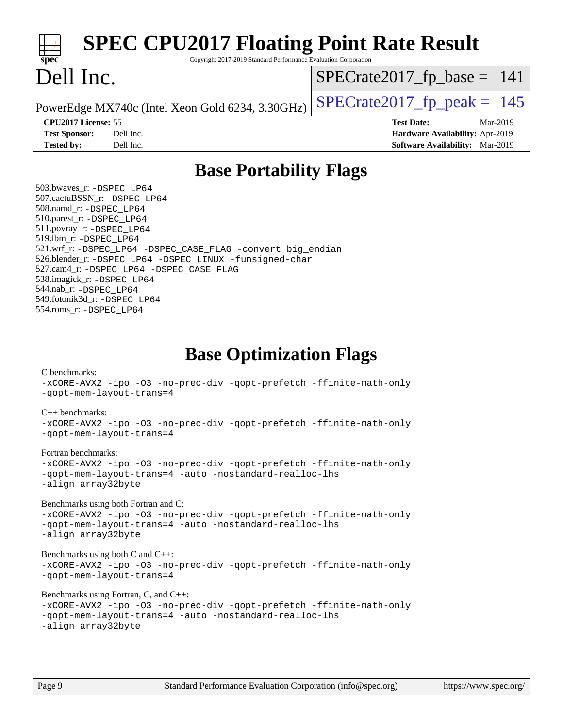## Base Portability Flags

503.bwaves_r: -DSPEC_LP64
507.cactuBSSN_r: -DSPEC_LP64
508.namd_r: -DSPEC_LP64
510.parest_r: -DSPEC_LP64
511.povray_r: -DSPEC_LP64
519.lbm_r: -DSPEC_LP64
521.wrf_r: -DSPEC_LP64 -DSPEC_CASE_FLAG -convert big_endian
526.blender_r: -DSPEC_LP64 -DSPEC_LINUX -funsigned-char
527.cam4_r: -DSPEC_LP64 -DSPEC_CASE_FLAG
538.imagick_r: -DSPEC_LP64
544.nab_r: -DSPEC_LP64
549.fotonik3d_r: -DSPEC_LP64
554.roms_r: -DSPEC_LP64

## Base Optimization Flags

C benchmarks:
-xCORE-AVX2 -ipo -O3 -no-prec-div -qopt-prefetch -ffinite-math-only
-qopt-mem-layout-trans=4

C++ benchmarks:
-xCORE-AVX2 -ipo -O3 -no-prec-div -qopt-prefetch -ffinite-math-only
-qopt-mem-layout-trans=4

Fortran benchmarks:
-xCORE-AVX2 -ipo -O3 -no-prec-div -qopt-prefetch -ffinite-math-only
-qopt-mem-layout-trans=4 -auto -nostandard-realloc-lhs
-align array32byte

Benchmarks using both Fortran and C:
-xCORE-AVX2 -ipo -O3 -no-prec-div -qopt-prefetch -ffinite-math-only
-qopt-mem-layout-trans=4 -auto -nostandard-realloc-lhs
-align array32byte

Benchmarks using both C and C++:
-xCORE-AVX2 -ipo -O3 -no-prec-div -qopt-prefetch -ffinite-math-only
-qopt-mem-layout-trans=4

Benchmarks using Fortran, C, and C++:
-xCORE-AVX2 -ipo -O3 -no-prec-div -qopt-prefetch -ffinite-math-only
-qopt-mem-layout-trans=4 -auto -nostandard-realloc-lhs
-align array32byte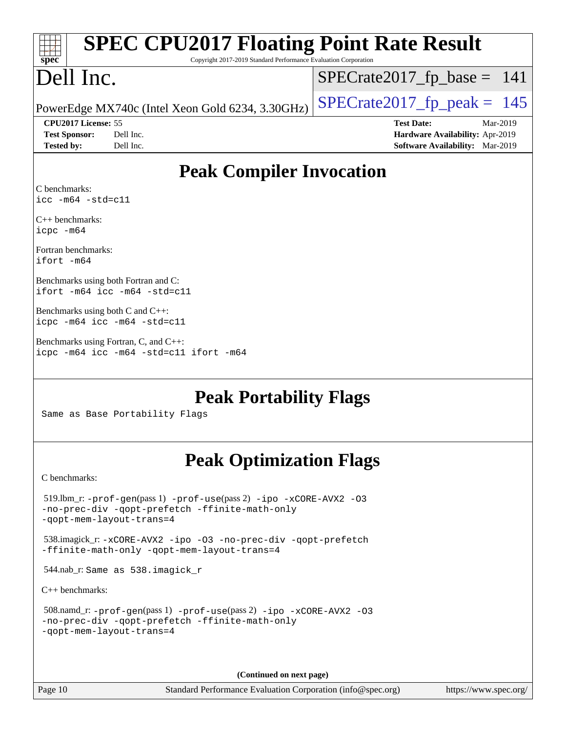# SPEC CPU2017 Floating Point Rate Result

Copyright 2017-2019 Standard Performance Evaluation Corporation

# Dell Inc.

PowerEdge MX740c (Intel Xeon Gold 6234, 3.30GHz)

SPECrate2017_fp_base = 141

SPECrate2017_fp_peak = 145

**CPU2017 License:** 55
**Test Sponsor:** Dell Inc.
**Tested by:** Dell Inc.

**Test Date:** Mar-2019
**Hardware Availability:** Apr-2019
**Software Availability:** Mar-2019

## Peak Compiler Invocation

C benchmarks:
`icc -m64 -std=c11`

C++ benchmarks:
`icpc -m64`

Fortran benchmarks:
`ifort -m64`

Benchmarks using both Fortran and C:
`ifort -m64 icc -m64 -std=c11`

Benchmarks using both C and C++:
`icpc -m64 icc -m64 -std=c11`

Benchmarks using Fortran, C, and C++:
`icpc -m64 icc -m64 -std=c11 ifort -m64`

## Peak Portability Flags

Same as Base Portability Flags

## Peak Optimization Flags

C benchmarks:

519.lbm_r: `-prof-gen`(pass 1) `-prof-use`(pass 2) `-ipo -xCORE-AVX2 -O3 -no-prec-div -qopt-prefetch -ffinite-math-only -qopt-mem-layout-trans=4`

538.imagick_r: `-xCORE-AVX2 -ipo -O3 -no-prec-div -qopt-prefetch -ffinite-math-only -qopt-mem-layout-trans=4`

544.nab_r: Same as 538.imagick_r

C++ benchmarks:

508.namd_r: `-prof-gen`(pass 1) `-prof-use`(pass 2) `-ipo -xCORE-AVX2 -O3 -no-prec-div -qopt-prefetch -ffinite-math-only -qopt-mem-layout-trans=4`

**(Continued on next page)**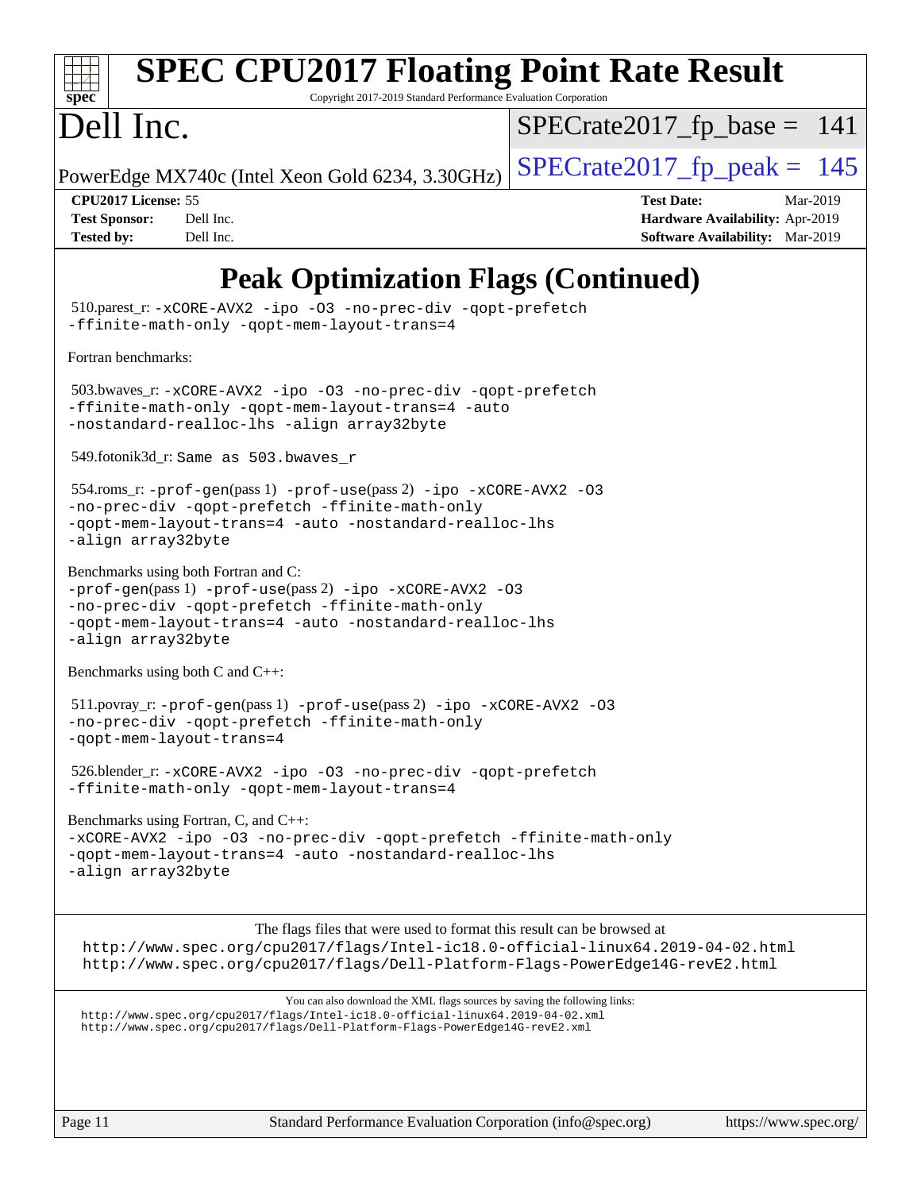# Peak Optimization Flags (Continued)

510.parest_r: -xCORE-AVX2 -ipo -O3 -no-prec-div -qopt-prefetch -ffinite-math-only -qopt-mem-layout-trans=4

Fortran benchmarks:

503.bwaves_r: -xCORE-AVX2 -ipo -O3 -no-prec-div -qopt-prefetch -ffinite-math-only -qopt-mem-layout-trans=4 -auto -nostandard-realloc-lhs -align array32byte

549.fotonik3d_r: Same as 503.bwaves_r

554.roms_r: -prof-gen(pass 1) -prof-use(pass 2) -ipo -xCORE-AVX2 -O3 -no-prec-div -qopt-prefetch -ffinite-math-only -qopt-mem-layout-trans=4 -auto -nostandard-realloc-lhs -align array32byte

Benchmarks using both Fortran and C:
-prof-gen(pass 1) -prof-use(pass 2) -ipo -xCORE-AVX2 -O3 -no-prec-div -qopt-prefetch -ffinite-math-only -qopt-mem-layout-trans=4 -auto -nostandard-realloc-lhs -align array32byte

Benchmarks using both C and C++:

511.povray_r: -prof-gen(pass 1) -prof-use(pass 2) -ipo -xCORE-AVX2 -O3 -no-prec-div -qopt-prefetch -ffinite-math-only -qopt-mem-layout-trans=4

526.blender_r: -xCORE-AVX2 -ipo -O3 -no-prec-div -qopt-prefetch -ffinite-math-only -qopt-mem-layout-trans=4

Benchmarks using Fortran, C, and C++:
-xCORE-AVX2 -ipo -O3 -no-prec-div -qopt-prefetch -ffinite-math-only -qopt-mem-layout-trans=4 -auto -nostandard-realloc-lhs -align array32byte

The flags files that were used to format this result can be browsed at
http://www.spec.org/cpu2017/flags/Intel-ic18.0-official-linux64.2019-04-02.html
http://www.spec.org/cpu2017/flags/Dell-Platform-Flags-PowerEdge14G-revE2.html

You can also download the XML flags sources by saving the following links:
http://www.spec.org/cpu2017/flags/Intel-ic18.0-official-linux64.2019-04-02.xml
http://www.spec.org/cpu2017/flags/Dell-Platform-Flags-PowerEdge14G-revE2.xml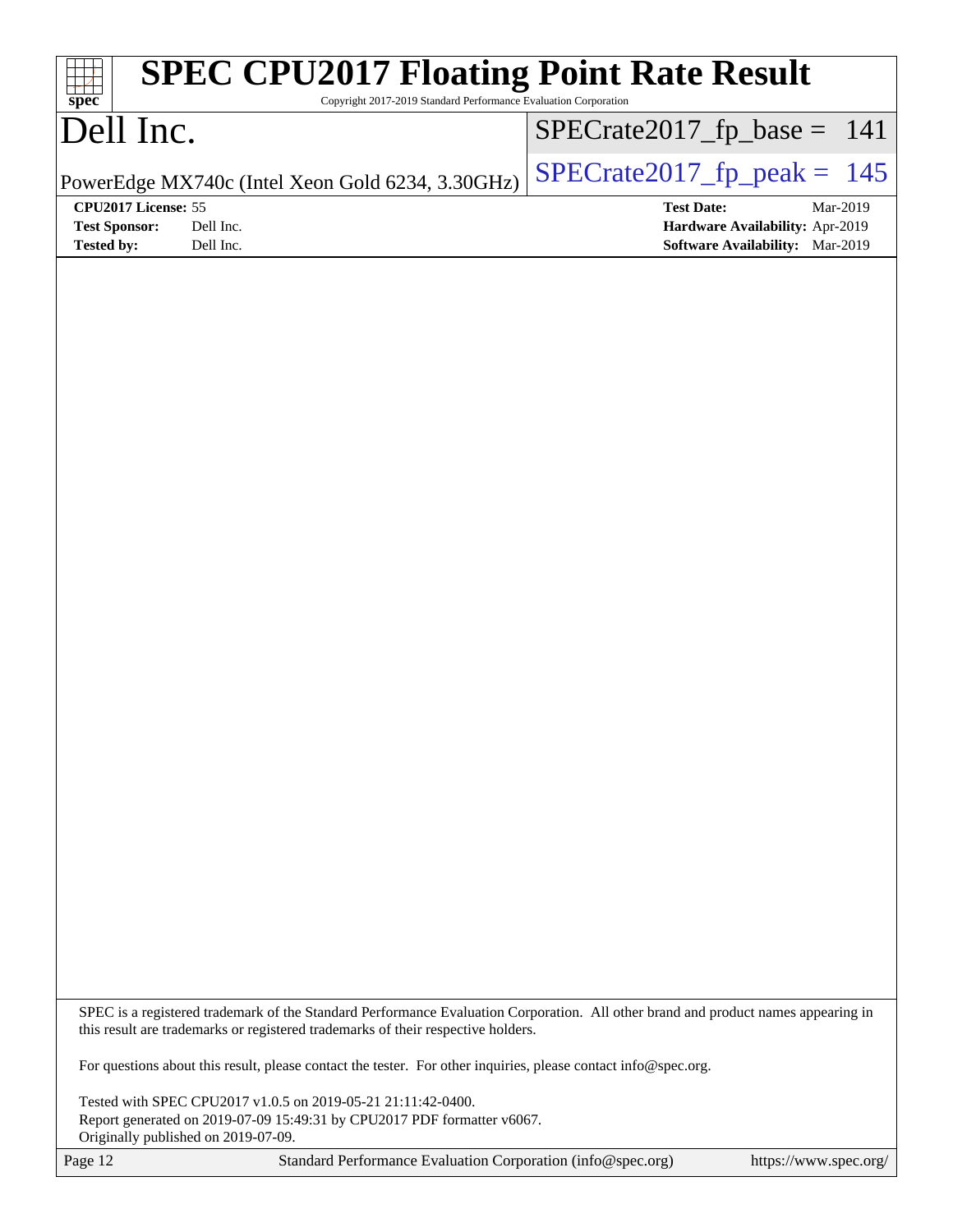SPEC is a registered trademark of the Standard Performance Evaluation Corporation. All other brand and product names appearing in this result are trademarks or registered trademarks of their respective holders.

For questions about this result, please contact the tester. For other inquiries, please contact info@spec.org.

Tested with SPEC CPU2017 v1.0.5 on 2019-05-21 21:11:42-0400.
Report generated on 2019-07-09 15:49:31 by CPU2017 PDF formatter v6067.
Originally published on 2019-07-09.